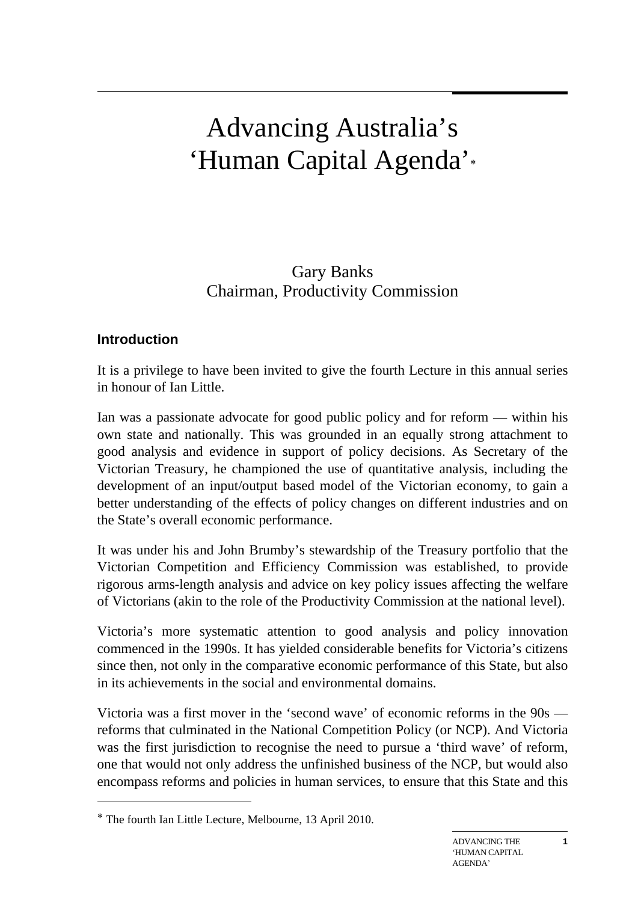# Advancing Australia's 'Human Capital Agenda'*

Gary Banks
Chairman, Productivity Commission

## Introduction

It is a privilege to have been invited to give the fourth Lecture in this annual series in honour of Ian Little.

Ian was a passionate advocate for good public policy and for reform — within his own state and nationally. This was grounded in an equally strong attachment to good analysis and evidence in support of policy decisions. As Secretary of the Victorian Treasury, he championed the use of quantitative analysis, including the development of an input/output based model of the Victorian economy, to gain a better understanding of the effects of policy changes on different industries and on the State's overall economic performance.

It was under his and John Brumby's stewardship of the Treasury portfolio that the Victorian Competition and Efficiency Commission was established, to provide rigorous arms-length analysis and advice on key policy issues affecting the welfare of Victorians (akin to the role of the Productivity Commission at the national level).

Victoria's more systematic attention to good analysis and policy innovation commenced in the 1990s. It has yielded considerable benefits for Victoria's citizens since then, not only in the comparative economic performance of this State, but also in its achievements in the social and environmental domains.

Victoria was a first mover in the 'second wave' of economic reforms in the 90s — reforms that culminated in the National Competition Policy (or NCP). And Victoria was the first jurisdiction to recognise the need to pursue a 'third wave' of reform, one that would not only address the unfinished business of the NCP, but would also encompass reforms and policies in human services, to ensure that this State and this

---

* The fourth Ian Little Lecture, Melbourne, 13 April 2010.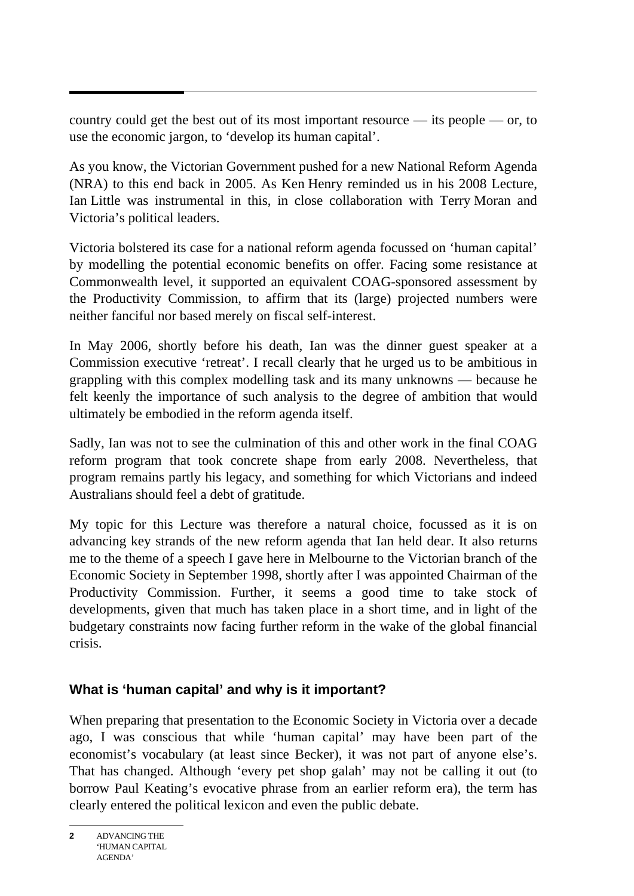country could get the best out of its most important resource — its people — or, to use the economic jargon, to 'develop its human capital'.

As you know, the Victorian Government pushed for a new National Reform Agenda (NRA) to this end back in 2005. As Ken Henry reminded us in his 2008 Lecture, Ian Little was instrumental in this, in close collaboration with Terry Moran and Victoria's political leaders.

Victoria bolstered its case for a national reform agenda focussed on 'human capital' by modelling the potential economic benefits on offer. Facing some resistance at Commonwealth level, it supported an equivalent COAG-sponsored assessment by the Productivity Commission, to affirm that its (large) projected numbers were neither fanciful nor based merely on fiscal self-interest.

In May 2006, shortly before his death, Ian was the dinner guest speaker at a Commission executive 'retreat'. I recall clearly that he urged us to be ambitious in grappling with this complex modelling task and its many unknowns — because he felt keenly the importance of such analysis to the degree of ambition that would ultimately be embodied in the reform agenda itself.

Sadly, Ian was not to see the culmination of this and other work in the final COAG reform program that took concrete shape from early 2008. Nevertheless, that program remains partly his legacy, and something for which Victorians and indeed Australians should feel a debt of gratitude.

My topic for this Lecture was therefore a natural choice, focussed as it is on advancing key strands of the new reform agenda that Ian held dear. It also returns me to the theme of a speech I gave here in Melbourne to the Victorian branch of the Economic Society in September 1998, shortly after I was appointed Chairman of the Productivity Commission. Further, it seems a good time to take stock of developments, given that much has taken place in a short time, and in light of the budgetary constraints now facing further reform in the wake of the global financial crisis.

## What is 'human capital' and why is it important?

When preparing that presentation to the Economic Society in Victoria over a decade ago, I was conscious that while 'human capital' may have been part of the economist's vocabulary (at least since Becker), it was not part of anyone else's. That has changed. Although 'every pet shop galah' may not be calling it out (to borrow Paul Keating's evocative phrase from an earlier reform era), the term has clearly entered the political lexicon and even the public debate.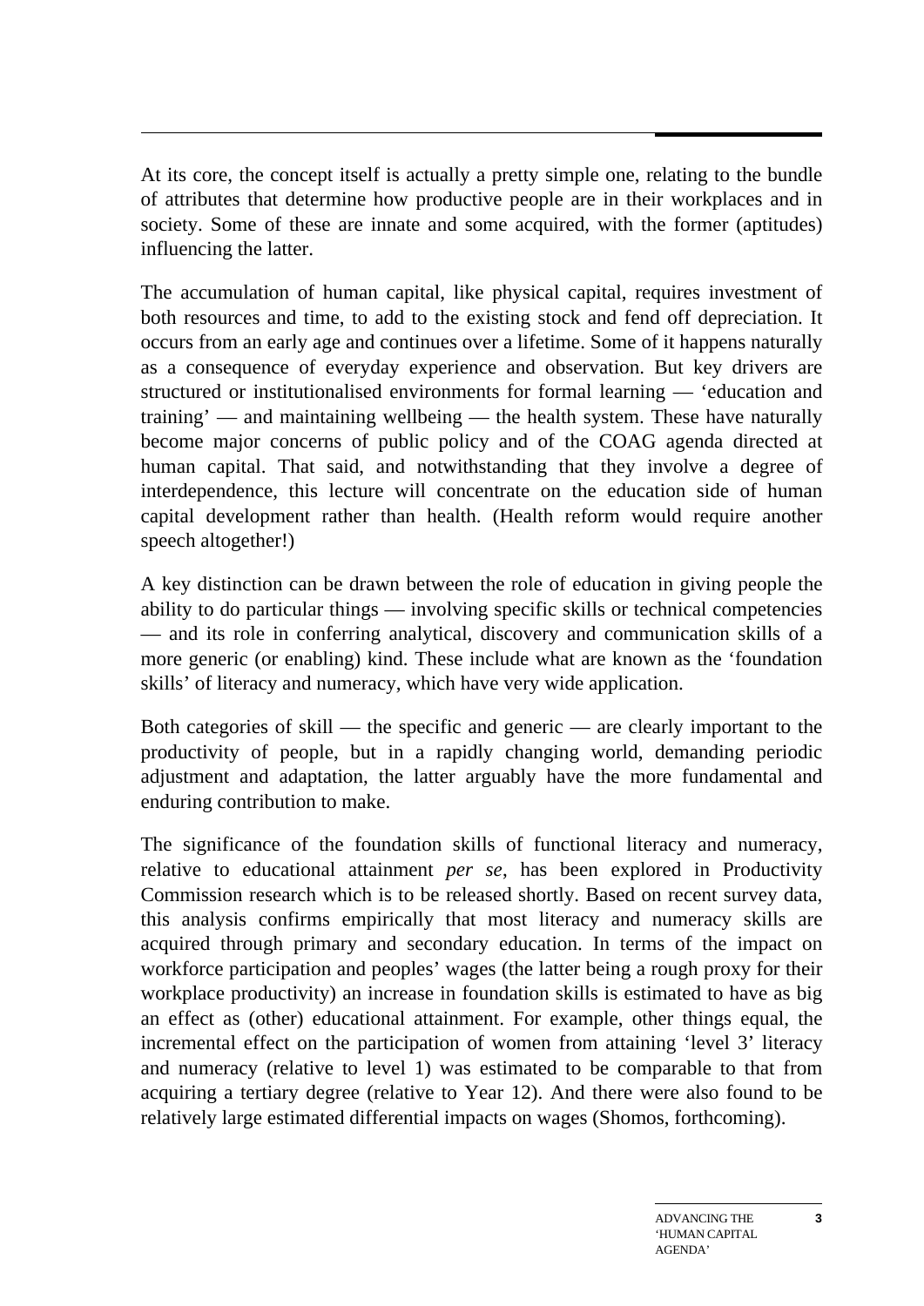At its core, the concept itself is actually a pretty simple one, relating to the bundle of attributes that determine how productive people are in their workplaces and in society. Some of these are innate and some acquired, with the former (aptitudes) influencing the latter.

The accumulation of human capital, like physical capital, requires investment of both resources and time, to add to the existing stock and fend off depreciation. It occurs from an early age and continues over a lifetime. Some of it happens naturally as a consequence of everyday experience and observation. But key drivers are structured or institutionalised environments for formal learning — 'education and training' — and maintaining wellbeing — the health system. These have naturally become major concerns of public policy and of the COAG agenda directed at human capital. That said, and notwithstanding that they involve a degree of interdependence, this lecture will concentrate on the education side of human capital development rather than health. (Health reform would require another speech altogether!)

A key distinction can be drawn between the role of education in giving people the ability to do particular things — involving specific skills or technical competencies — and its role in conferring analytical, discovery and communication skills of a more generic (or enabling) kind. These include what are known as the 'foundation skills' of literacy and numeracy, which have very wide application.

Both categories of skill — the specific and generic — are clearly important to the productivity of people, but in a rapidly changing world, demanding periodic adjustment and adaptation, the latter arguably have the more fundamental and enduring contribution to make.

The significance of the foundation skills of functional literacy and numeracy, relative to educational attainment *per se*, has been explored in Productivity Commission research which is to be released shortly. Based on recent survey data, this analysis confirms empirically that most literacy and numeracy skills are acquired through primary and secondary education. In terms of the impact on workforce participation and peoples' wages (the latter being a rough proxy for their workplace productivity) an increase in foundation skills is estimated to have as big an effect as (other) educational attainment. For example, other things equal, the incremental effect on the participation of women from attaining 'level 3' literacy and numeracy (relative to level 1) was estimated to be comparable to that from acquiring a tertiary degree (relative to Year 12). And there were also found to be relatively large estimated differential impacts on wages (Shomos, forthcoming).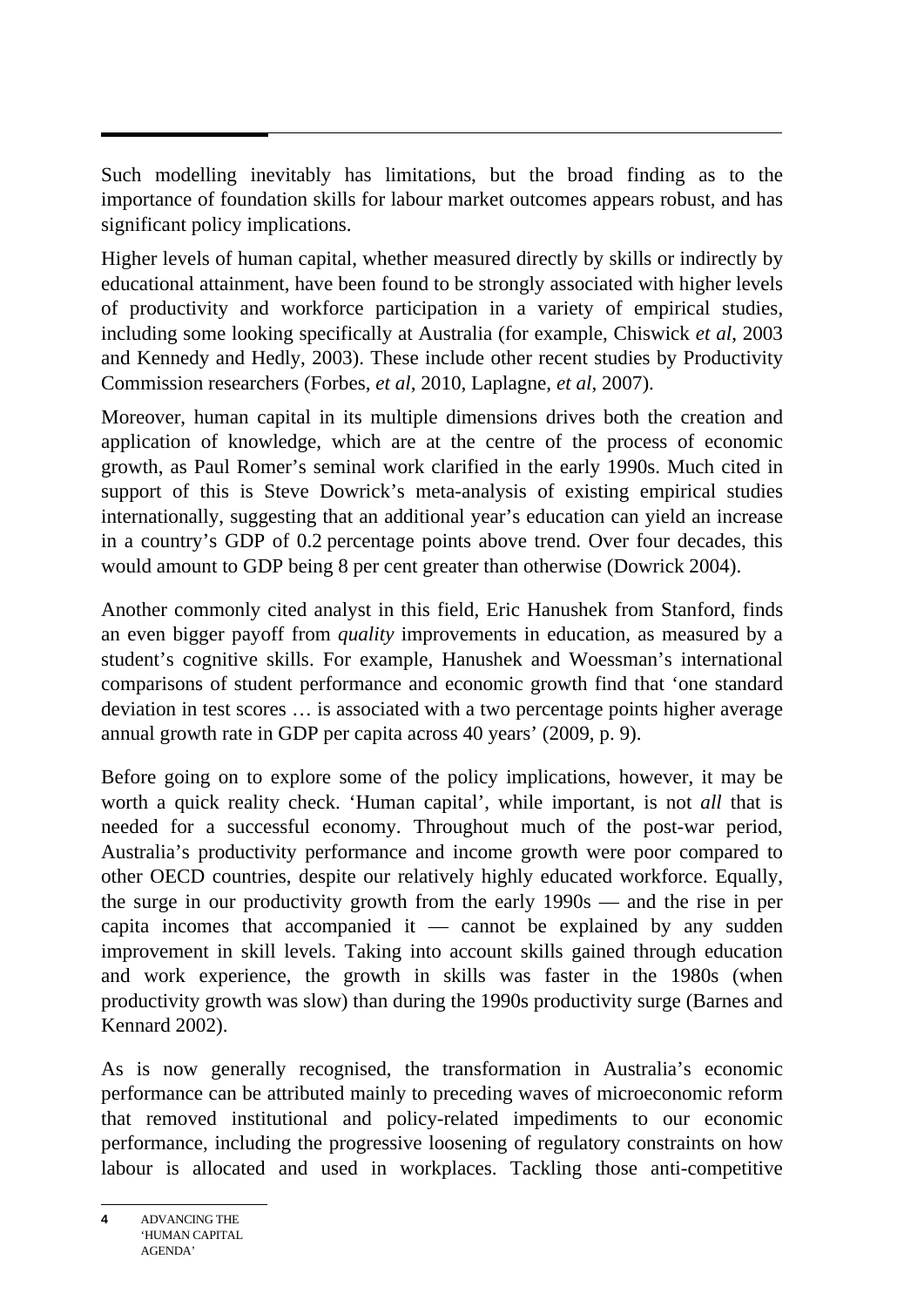Such modelling inevitably has limitations, but the broad finding as to the importance of foundation skills for labour market outcomes appears robust, and has significant policy implications.

Higher levels of human capital, whether measured directly by skills or indirectly by educational attainment, have been found to be strongly associated with higher levels of productivity and workforce participation in a variety of empirical studies, including some looking specifically at Australia (for example, Chiswick *et al*, 2003 and Kennedy and Hedly, 2003). These include other recent studies by Productivity Commission researchers (Forbes, *et al*, 2010, Laplagne, *et al*, 2007).

Moreover, human capital in its multiple dimensions drives both the creation and application of knowledge, which are at the centre of the process of economic growth, as Paul Romer's seminal work clarified in the early 1990s. Much cited in support of this is Steve Dowrick's meta-analysis of existing empirical studies internationally, suggesting that an additional year's education can yield an increase in a country's GDP of 0.2 percentage points above trend. Over four decades, this would amount to GDP being 8 per cent greater than otherwise (Dowrick 2004).

Another commonly cited analyst in this field, Eric Hanushek from Stanford, finds an even bigger payoff from *quality* improvements in education, as measured by a student's cognitive skills. For example, Hanushek and Woessman's international comparisons of student performance and economic growth find that 'one standard deviation in test scores … is associated with a two percentage points higher average annual growth rate in GDP per capita across 40 years' (2009, p. 9).

Before going on to explore some of the policy implications, however, it may be worth a quick reality check. 'Human capital', while important, is not *all* that is needed for a successful economy. Throughout much of the post-war period, Australia's productivity performance and income growth were poor compared to other OECD countries, despite our relatively highly educated workforce. Equally, the surge in our productivity growth from the early 1990s — and the rise in per capita incomes that accompanied it — cannot be explained by any sudden improvement in skill levels. Taking into account skills gained through education and work experience, the growth in skills was faster in the 1980s (when productivity growth was slow) than during the 1990s productivity surge (Barnes and Kennard 2002).

As is now generally recognised, the transformation in Australia's economic performance can be attributed mainly to preceding waves of microeconomic reform that removed institutional and policy-related impediments to our economic performance, including the progressive loosening of regulatory constraints on how labour is allocated and used in workplaces. Tackling those anti-competitive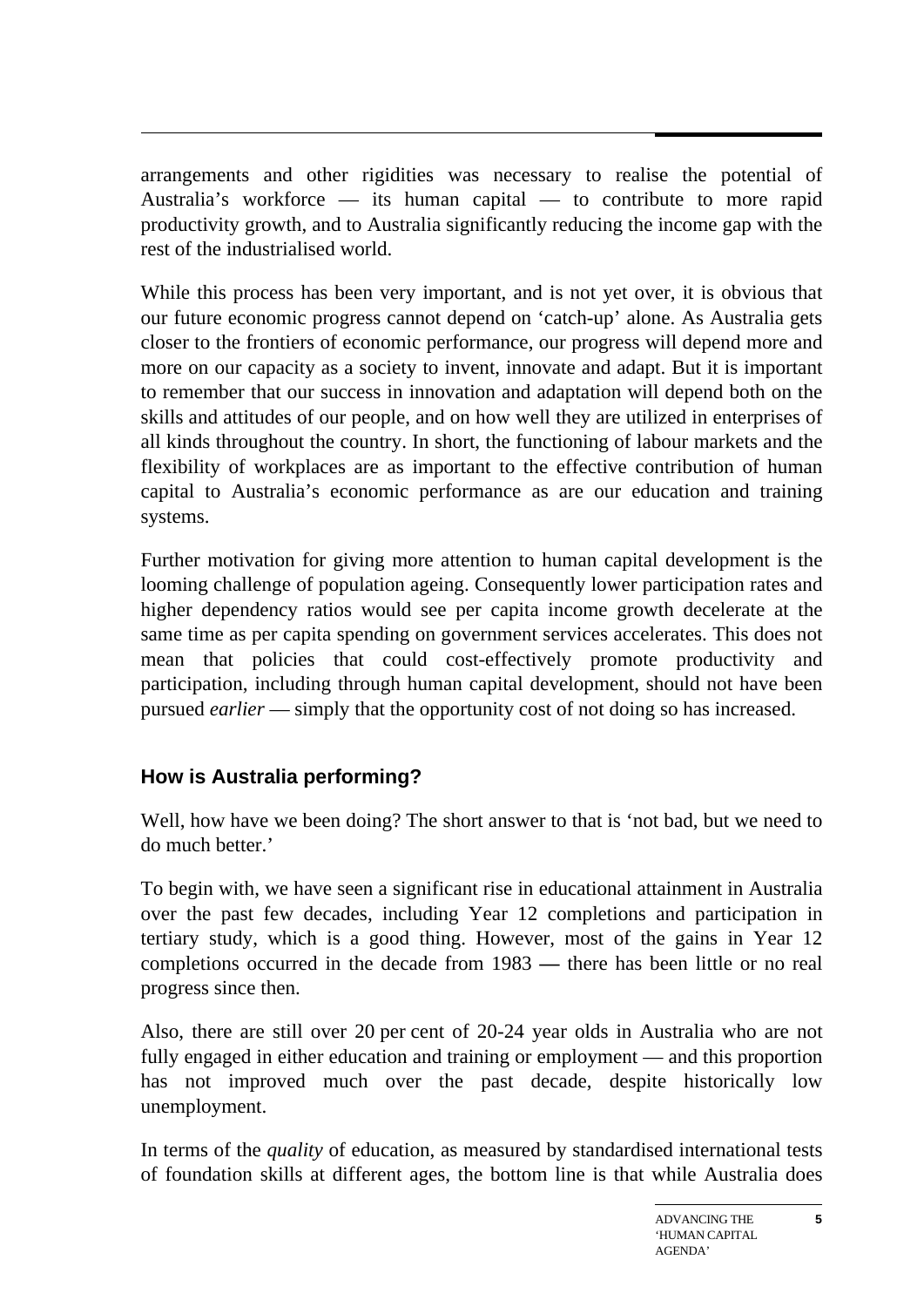arrangements and other rigidities was necessary to realise the potential of Australia's workforce — its human capital — to contribute to more rapid productivity growth, and to Australia significantly reducing the income gap with the rest of the industrialised world.

While this process has been very important, and is not yet over, it is obvious that our future economic progress cannot depend on 'catch-up' alone. As Australia gets closer to the frontiers of economic performance, our progress will depend more and more on our capacity as a society to invent, innovate and adapt. But it is important to remember that our success in innovation and adaptation will depend both on the skills and attitudes of our people, and on how well they are utilized in enterprises of all kinds throughout the country. In short, the functioning of labour markets and the flexibility of workplaces are as important to the effective contribution of human capital to Australia's economic performance as are our education and training systems.

Further motivation for giving more attention to human capital development is the looming challenge of population ageing. Consequently lower participation rates and higher dependency ratios would see per capita income growth decelerate at the same time as per capita spending on government services accelerates. This does not mean that policies that could cost-effectively promote productivity and participation, including through human capital development, should not have been pursued *earlier* — simply that the opportunity cost of not doing so has increased.

## How is Australia performing?

Well, how have we been doing? The short answer to that is 'not bad, but we need to do much better.'

To begin with, we have seen a significant rise in educational attainment in Australia over the past few decades, including Year 12 completions and participation in tertiary study, which is a good thing. However, most of the gains in Year 12 completions occurred in the decade from 1983 — there has been little or no real progress since then.

Also, there are still over 20 per cent of 20-24 year olds in Australia who are not fully engaged in either education and training or employment — and this proportion has not improved much over the past decade, despite historically low unemployment.

In terms of the *quality* of education, as measured by standardised international tests of foundation skills at different ages, the bottom line is that while Australia does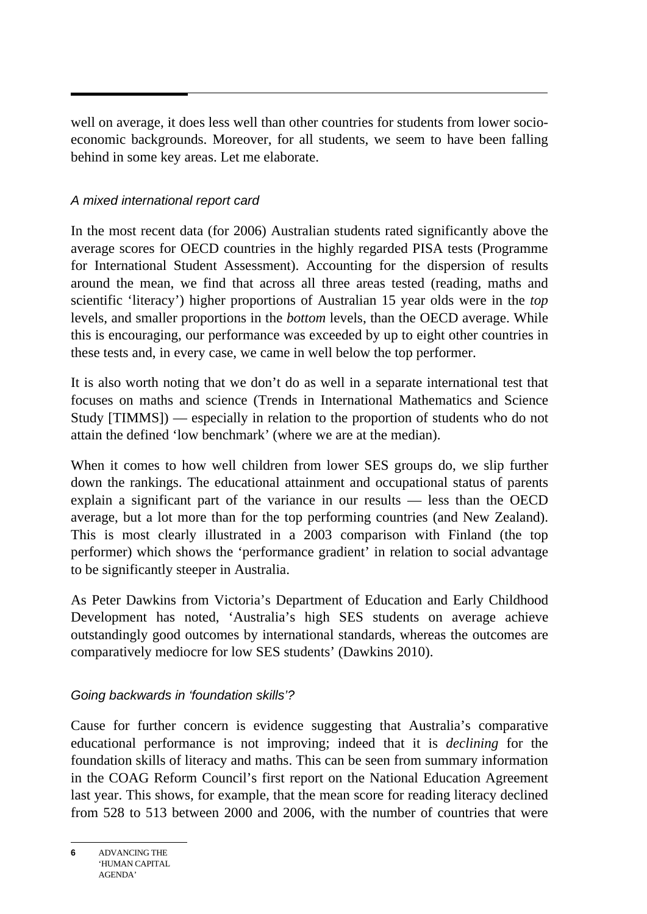well on average, it does less well than other countries for students from lower socio-economic backgrounds. Moreover, for all students, we seem to have been falling behind in some key areas. Let me elaborate.

### *A mixed international report card*

In the most recent data (for 2006) Australian students rated significantly above the average scores for OECD countries in the highly regarded PISA tests (Programme for International Student Assessment). Accounting for the dispersion of results around the mean, we find that across all three areas tested (reading, maths and scientific 'literacy') higher proportions of Australian 15 year olds were in the *top* levels, and smaller proportions in the *bottom* levels, than the OECD average. While this is encouraging, our performance was exceeded by up to eight other countries in these tests and, in every case, we came in well below the top performer.

It is also worth noting that we don't do as well in a separate international test that focuses on maths and science (Trends in International Mathematics and Science Study [TIMMS]) — especially in relation to the proportion of students who do not attain the defined 'low benchmark' (where we are at the median).

When it comes to how well children from lower SES groups do, we slip further down the rankings. The educational attainment and occupational status of parents explain a significant part of the variance in our results — less than the OECD average, but a lot more than for the top performing countries (and New Zealand). This is most clearly illustrated in a 2003 comparison with Finland (the top performer) which shows the 'performance gradient' in relation to social advantage to be significantly steeper in Australia.

As Peter Dawkins from Victoria's Department of Education and Early Childhood Development has noted, 'Australia's high SES students on average achieve outstandingly good outcomes by international standards, whereas the outcomes are comparatively mediocre for low SES students' (Dawkins 2010).

### *Going backwards in 'foundation skills'?*

Cause for further concern is evidence suggesting that Australia's comparative educational performance is not improving; indeed that it is *declining* for the foundation skills of literacy and maths. This can be seen from summary information in the COAG Reform Council's first report on the National Education Agreement last year. This shows, for example, that the mean score for reading literacy declined from 528 to 513 between 2000 and 2006, with the number of countries that were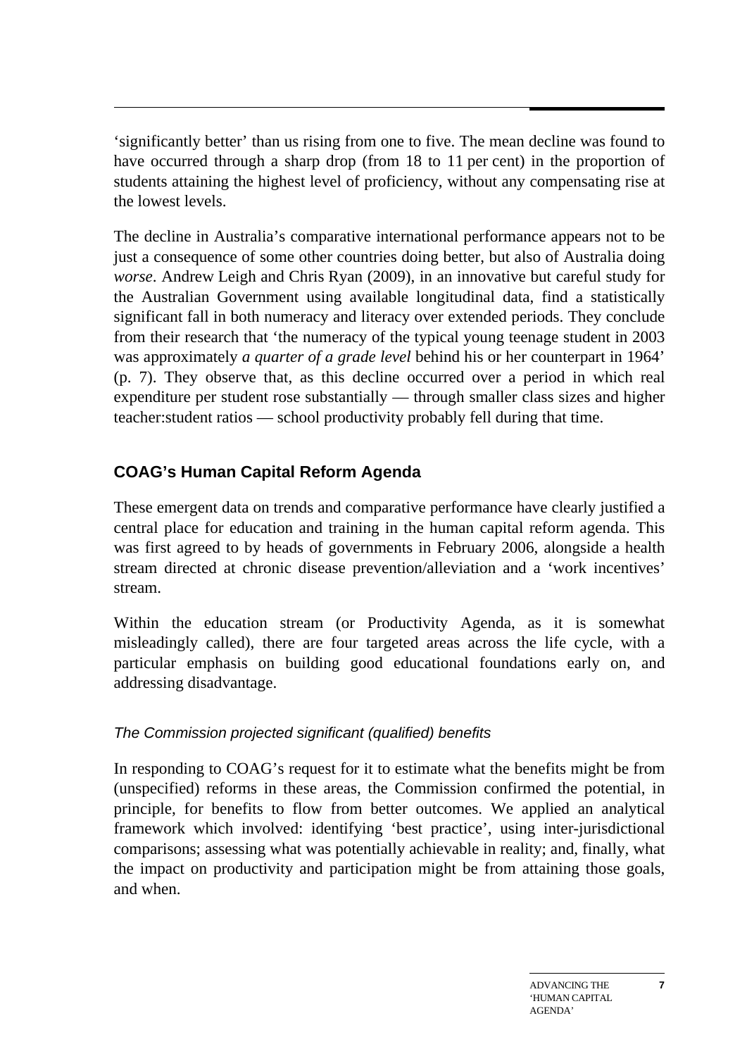'significantly better' than us rising from one to five. The mean decline was found to have occurred through a sharp drop (from 18 to 11 per cent) in the proportion of students attaining the highest level of proficiency, without any compensating rise at the lowest levels.

The decline in Australia's comparative international performance appears not to be just a consequence of some other countries doing better, but also of Australia doing *worse*. Andrew Leigh and Chris Ryan (2009), in an innovative but careful study for the Australian Government using available longitudinal data, find a statistically significant fall in both numeracy and literacy over extended periods. They conclude from their research that 'the numeracy of the typical young teenage student in 2003 was approximately *a quarter of a grade level* behind his or her counterpart in 1964' (p. 7). They observe that, as this decline occurred over a period in which real expenditure per student rose substantially — through smaller class sizes and higher teacher:student ratios — school productivity probably fell during that time.

## COAG's Human Capital Reform Agenda

These emergent data on trends and comparative performance have clearly justified a central place for education and training in the human capital reform agenda. This was first agreed to by heads of governments in February 2006, alongside a health stream directed at chronic disease prevention/alleviation and a 'work incentives' stream.

Within the education stream (or Productivity Agenda, as it is somewhat misleadingly called), there are four targeted areas across the life cycle, with a particular emphasis on building good educational foundations early on, and addressing disadvantage.

### *The Commission projected significant (qualified) benefits*

In responding to COAG's request for it to estimate what the benefits might be from (unspecified) reforms in these areas, the Commission confirmed the potential, in principle, for benefits to flow from better outcomes. We applied an analytical framework which involved: identifying 'best practice', using inter-jurisdictional comparisons; assessing what was potentially achievable in reality; and, finally, what the impact on productivity and participation might be from attaining those goals, and when.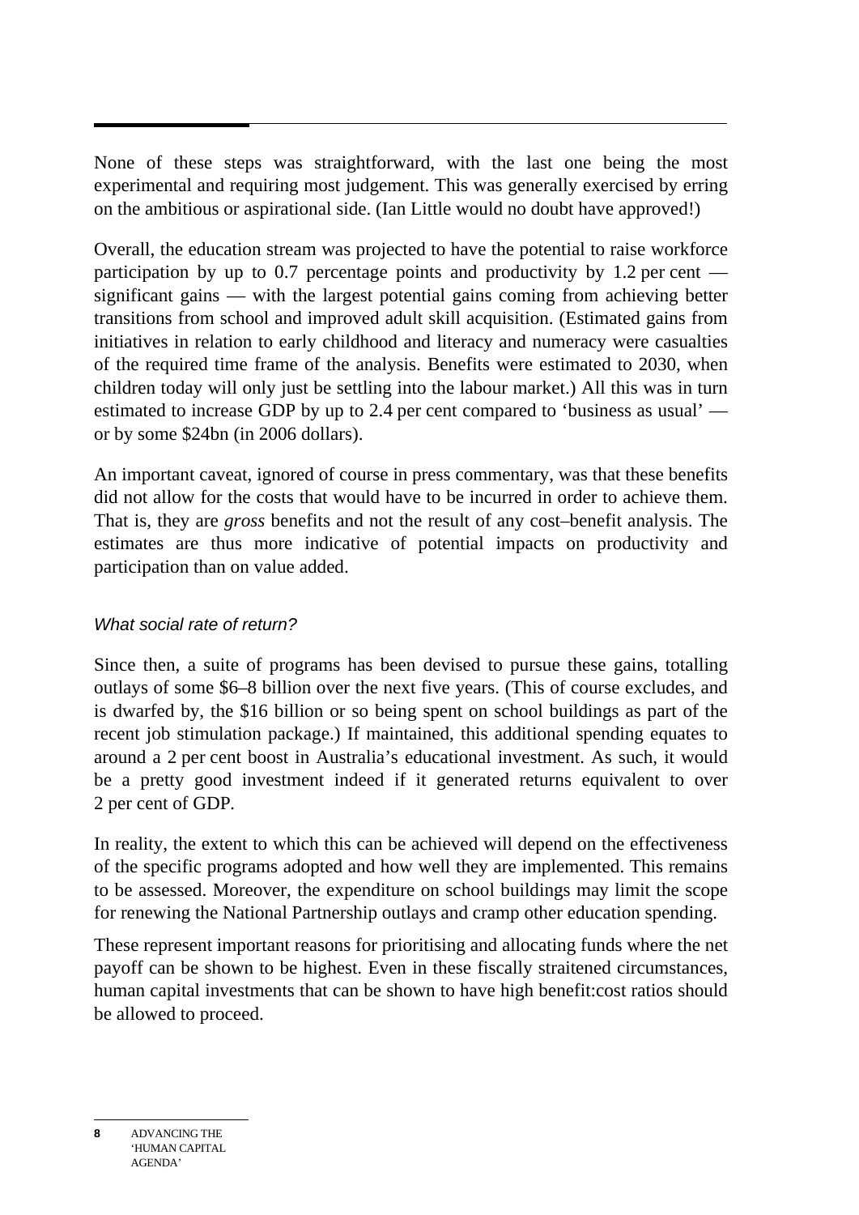None of these steps was straightforward, with the last one being the most experimental and requiring most judgement. This was generally exercised by erring on the ambitious or aspirational side. (Ian Little would no doubt have approved!)

Overall, the education stream was projected to have the potential to raise workforce participation by up to 0.7 percentage points and productivity by 1.2 per cent — significant gains — with the largest potential gains coming from achieving better transitions from school and improved adult skill acquisition. (Estimated gains from initiatives in relation to early childhood and literacy and numeracy were casualties of the required time frame of the analysis. Benefits were estimated to 2030, when children today will only just be settling into the labour market.) All this was in turn estimated to increase GDP by up to 2.4 per cent compared to 'business as usual' — or by some $24bn (in 2006 dollars).

An important caveat, ignored of course in press commentary, was that these benefits did not allow for the costs that would have to be incurred in order to achieve them. That is, they are *gross* benefits and not the result of any cost–benefit analysis. The estimates are thus more indicative of potential impacts on productivity and participation than on value added.

### *What social rate of return?*

Since then, a suite of programs has been devised to pursue these gains, totalling outlays of some $6–8 billion over the next five years. (This of course excludes, and is dwarfed by, the $16 billion or so being spent on school buildings as part of the recent job stimulation package.) If maintained, this additional spending equates to around a 2 per cent boost in Australia's educational investment. As such, it would be a pretty good investment indeed if it generated returns equivalent to over 2 per cent of GDP.

In reality, the extent to which this can be achieved will depend on the effectiveness of the specific programs adopted and how well they are implemented. This remains to be assessed. Moreover, the expenditure on school buildings may limit the scope for renewing the National Partnership outlays and cramp other education spending.

These represent important reasons for prioritising and allocating funds where the net payoff can be shown to be highest. Even in these fiscally straitened circumstances, human capital investments that can be shown to have high benefit:cost ratios should be allowed to proceed.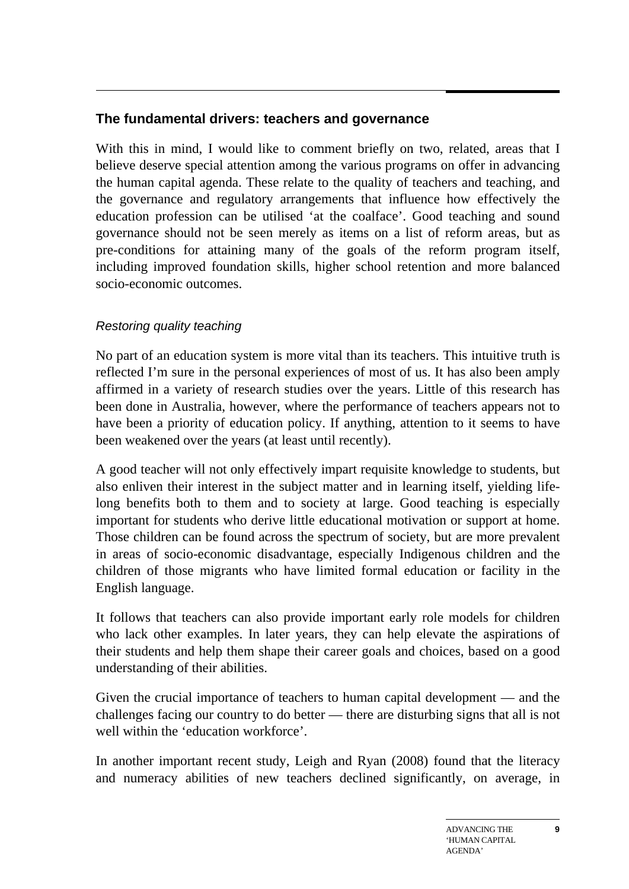## The fundamental drivers: teachers and governance

With this in mind, I would like to comment briefly on two, related, areas that I believe deserve special attention among the various programs on offer in advancing the human capital agenda. These relate to the quality of teachers and teaching, and the governance and regulatory arrangements that influence how effectively the education profession can be utilised 'at the coalface'. Good teaching and sound governance should not be seen merely as items on a list of reform areas, but as pre-conditions for attaining many of the goals of the reform program itself, including improved foundation skills, higher school retention and more balanced socio-economic outcomes.

### *Restoring quality teaching*

No part of an education system is more vital than its teachers. This intuitive truth is reflected I'm sure in the personal experiences of most of us. It has also been amply affirmed in a variety of research studies over the years. Little of this research has been done in Australia, however, where the performance of teachers appears not to have been a priority of education policy. If anything, attention to it seems to have been weakened over the years (at least until recently).

A good teacher will not only effectively impart requisite knowledge to students, but also enliven their interest in the subject matter and in learning itself, yielding life-long benefits both to them and to society at large. Good teaching is especially important for students who derive little educational motivation or support at home. Those children can be found across the spectrum of society, but are more prevalent in areas of socio-economic disadvantage, especially Indigenous children and the children of those migrants who have limited formal education or facility in the English language.

It follows that teachers can also provide important early role models for children who lack other examples. In later years, they can help elevate the aspirations of their students and help them shape their career goals and choices, based on a good understanding of their abilities.

Given the crucial importance of teachers to human capital development — and the challenges facing our country to do better — there are disturbing signs that all is not well within the 'education workforce'.

In another important recent study, Leigh and Ryan (2008) found that the literacy and numeracy abilities of new teachers declined significantly, on average, in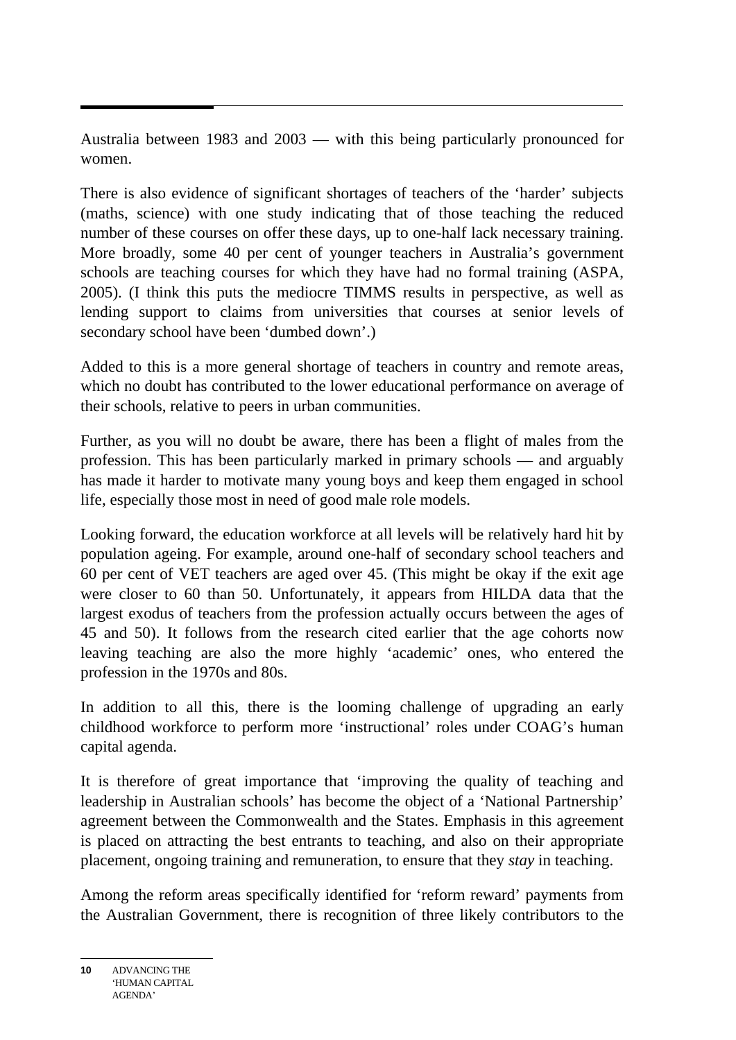Australia between 1983 and 2003 — with this being particularly pronounced for women.

There is also evidence of significant shortages of teachers of the 'harder' subjects (maths, science) with one study indicating that of those teaching the reduced number of these courses on offer these days, up to one-half lack necessary training. More broadly, some 40 per cent of younger teachers in Australia's government schools are teaching courses for which they have had no formal training (ASPA, 2005). (I think this puts the mediocre TIMMS results in perspective, as well as lending support to claims from universities that courses at senior levels of secondary school have been 'dumbed down'.)

Added to this is a more general shortage of teachers in country and remote areas, which no doubt has contributed to the lower educational performance on average of their schools, relative to peers in urban communities.

Further, as you will no doubt be aware, there has been a flight of males from the profession. This has been particularly marked in primary schools — and arguably has made it harder to motivate many young boys and keep them engaged in school life, especially those most in need of good male role models.

Looking forward, the education workforce at all levels will be relatively hard hit by population ageing. For example, around one-half of secondary school teachers and 60 per cent of VET teachers are aged over 45. (This might be okay if the exit age were closer to 60 than 50. Unfortunately, it appears from HILDA data that the largest exodus of teachers from the profession actually occurs between the ages of 45 and 50). It follows from the research cited earlier that the age cohorts now leaving teaching are also the more highly 'academic' ones, who entered the profession in the 1970s and 80s.

In addition to all this, there is the looming challenge of upgrading an early childhood workforce to perform more 'instructional' roles under COAG's human capital agenda.

It is therefore of great importance that 'improving the quality of teaching and leadership in Australian schools' has become the object of a 'National Partnership' agreement between the Commonwealth and the States. Emphasis in this agreement is placed on attracting the best entrants to teaching, and also on their appropriate placement, ongoing training and remuneration, to ensure that they *stay* in teaching.

Among the reform areas specifically identified for 'reform reward' payments from the Australian Government, there is recognition of three likely contributors to the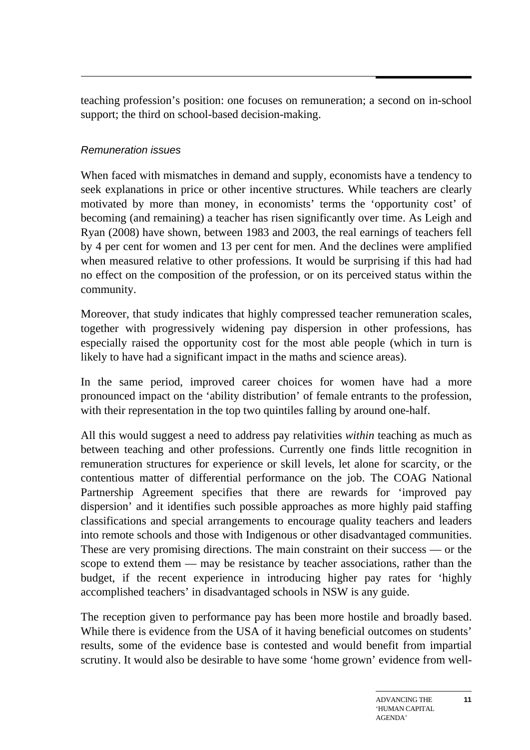teaching profession's position: one focuses on remuneration; a second on in-school support; the third on school-based decision-making.

*Remuneration issues*

When faced with mismatches in demand and supply, economists have a tendency to seek explanations in price or other incentive structures. While teachers are clearly motivated by more than money, in economists' terms the 'opportunity cost' of becoming (and remaining) a teacher has risen significantly over time. As Leigh and Ryan (2008) have shown, between 1983 and 2003, the real earnings of teachers fell by 4 per cent for women and 13 per cent for men. And the declines were amplified when measured relative to other professions. It would be surprising if this had had no effect on the composition of the profession, or on its perceived status within the community.

Moreover, that study indicates that highly compressed teacher remuneration scales, together with progressively widening pay dispersion in other professions, has especially raised the opportunity cost for the most able people (which in turn is likely to have had a significant impact in the maths and science areas).

In the same period, improved career choices for women have had a more pronounced impact on the 'ability distribution' of female entrants to the profession, with their representation in the top two quintiles falling by around one-half.

All this would suggest a need to address pay relativities *within* teaching as much as between teaching and other professions. Currently one finds little recognition in remuneration structures for experience or skill levels, let alone for scarcity, or the contentious matter of differential performance on the job. The COAG National Partnership Agreement specifies that there are rewards for 'improved pay dispersion' and it identifies such possible approaches as more highly paid staffing classifications and special arrangements to encourage quality teachers and leaders into remote schools and those with Indigenous or other disadvantaged communities. These are very promising directions. The main constraint on their success — or the scope to extend them — may be resistance by teacher associations, rather than the budget, if the recent experience in introducing higher pay rates for 'highly accomplished teachers' in disadvantaged schools in NSW is any guide.

The reception given to performance pay has been more hostile and broadly based. While there is evidence from the USA of it having beneficial outcomes on students' results, some of the evidence base is contested and would benefit from impartial scrutiny. It would also be desirable to have some 'home grown' evidence from well-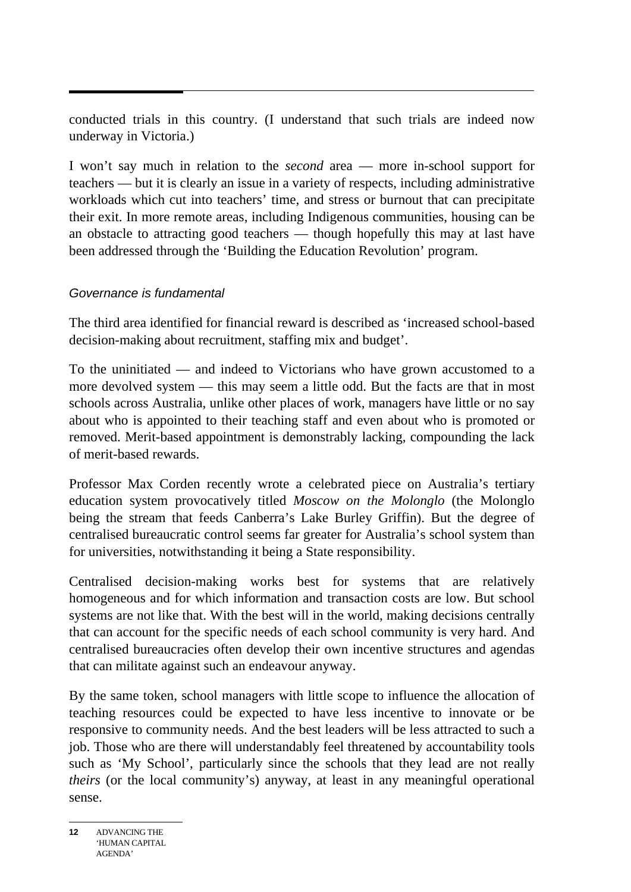conducted trials in this country. (I understand that such trials are indeed now underway in Victoria.)

I won't say much in relation to the *second* area — more in-school support for teachers — but it is clearly an issue in a variety of respects, including administrative workloads which cut into teachers' time, and stress or burnout that can precipitate their exit. In more remote areas, including Indigenous communities, housing can be an obstacle to attracting good teachers — though hopefully this may at last have been addressed through the 'Building the Education Revolution' program.

### *Governance is fundamental*

The third area identified for financial reward is described as 'increased school-based decision-making about recruitment, staffing mix and budget'.

To the uninitiated — and indeed to Victorians who have grown accustomed to a more devolved system — this may seem a little odd. But the facts are that in most schools across Australia, unlike other places of work, managers have little or no say about who is appointed to their teaching staff and even about who is promoted or removed. Merit-based appointment is demonstrably lacking, compounding the lack of merit-based rewards.

Professor Max Corden recently wrote a celebrated piece on Australia's tertiary education system provocatively titled *Moscow on the Molonglo* (the Molonglo being the stream that feeds Canberra's Lake Burley Griffin). But the degree of centralised bureaucratic control seems far greater for Australia's school system than for universities, notwithstanding it being a State responsibility.

Centralised decision-making works best for systems that are relatively homogeneous and for which information and transaction costs are low. But school systems are not like that. With the best will in the world, making decisions centrally that can account for the specific needs of each school community is very hard. And centralised bureaucracies often develop their own incentive structures and agendas that can militate against such an endeavour anyway.

By the same token, school managers with little scope to influence the allocation of teaching resources could be expected to have less incentive to innovate or be responsive to community needs. And the best leaders will be less attracted to such a job. Those who are there will understandably feel threatened by accountability tools such as 'My School', particularly since the schools that they lead are not really *theirs* (or the local community's) anyway, at least in any meaningful operational sense.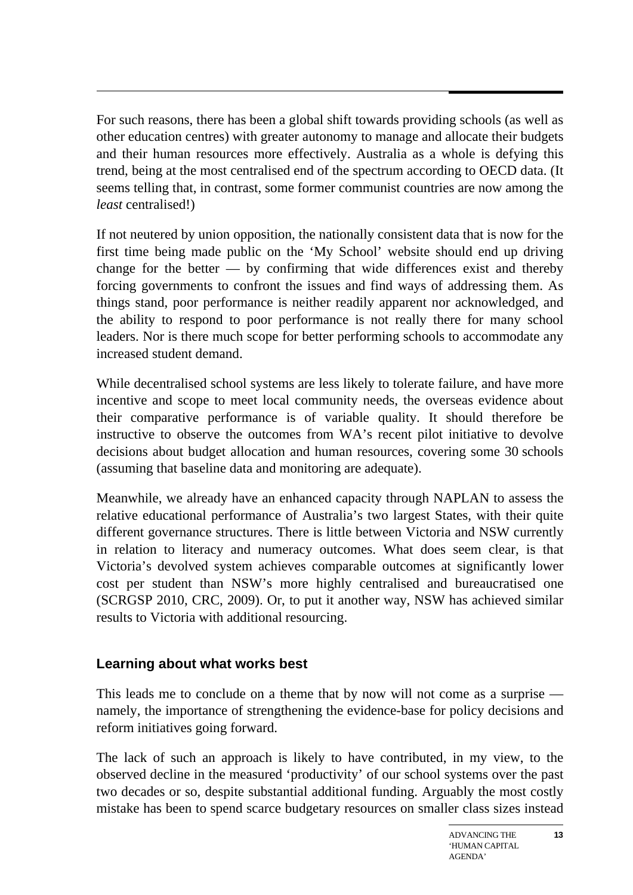For such reasons, there has been a global shift towards providing schools (as well as other education centres) with greater autonomy to manage and allocate their budgets and their human resources more effectively. Australia as a whole is defying this trend, being at the most centralised end of the spectrum according to OECD data. (It seems telling that, in contrast, some former communist countries are now among the *least* centralised!)

If not neutered by union opposition, the nationally consistent data that is now for the first time being made public on the 'My School' website should end up driving change for the better — by confirming that wide differences exist and thereby forcing governments to confront the issues and find ways of addressing them. As things stand, poor performance is neither readily apparent nor acknowledged, and the ability to respond to poor performance is not really there for many school leaders. Nor is there much scope for better performing schools to accommodate any increased student demand.

While decentralised school systems are less likely to tolerate failure, and have more incentive and scope to meet local community needs, the overseas evidence about their comparative performance is of variable quality. It should therefore be instructive to observe the outcomes from WA's recent pilot initiative to devolve decisions about budget allocation and human resources, covering some 30 schools (assuming that baseline data and monitoring are adequate).

Meanwhile, we already have an enhanced capacity through NAPLAN to assess the relative educational performance of Australia's two largest States, with their quite different governance structures. There is little between Victoria and NSW currently in relation to literacy and numeracy outcomes. What does seem clear, is that Victoria's devolved system achieves comparable outcomes at significantly lower cost per student than NSW's more highly centralised and bureaucratised one (SCRGSP 2010, CRC, 2009). Or, to put it another way, NSW has achieved similar results to Victoria with additional resourcing.

### Learning about what works best

This leads me to conclude on a theme that by now will not come as a surprise — namely, the importance of strengthening the evidence-base for policy decisions and reform initiatives going forward.

The lack of such an approach is likely to have contributed, in my view, to the observed decline in the measured 'productivity' of our school systems over the past two decades or so, despite substantial additional funding. Arguably the most costly mistake has been to spend scarce budgetary resources on smaller class sizes instead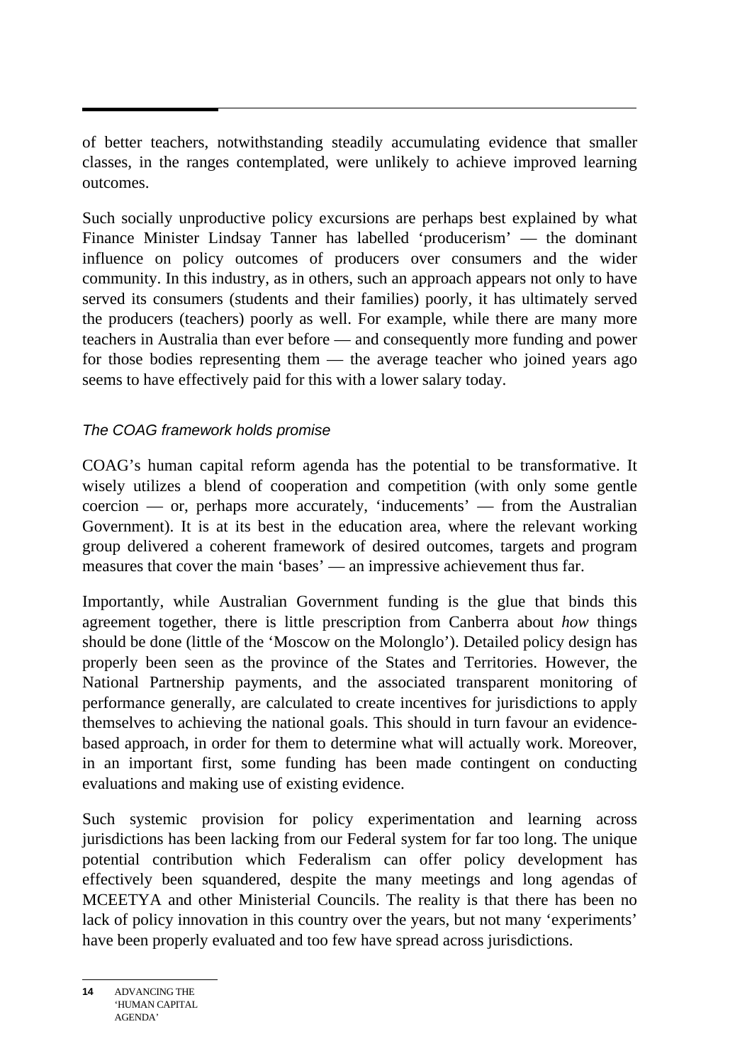of better teachers, notwithstanding steadily accumulating evidence that smaller classes, in the ranges contemplated, were unlikely to achieve improved learning outcomes.

Such socially unproductive policy excursions are perhaps best explained by what Finance Minister Lindsay Tanner has labelled 'producerism' — the dominant influence on policy outcomes of producers over consumers and the wider community. In this industry, as in others, such an approach appears not only to have served its consumers (students and their families) poorly, it has ultimately served the producers (teachers) poorly as well. For example, while there are many more teachers in Australia than ever before — and consequently more funding and power for those bodies representing them — the average teacher who joined years ago seems to have effectively paid for this with a lower salary today.

### *The COAG framework holds promise*

COAG's human capital reform agenda has the potential to be transformative. It wisely utilizes a blend of cooperation and competition (with only some gentle coercion — or, perhaps more accurately, 'inducements' — from the Australian Government). It is at its best in the education area, where the relevant working group delivered a coherent framework of desired outcomes, targets and program measures that cover the main 'bases' — an impressive achievement thus far.

Importantly, while Australian Government funding is the glue that binds this agreement together, there is little prescription from Canberra about *how* things should be done (little of the 'Moscow on the Molonglo'). Detailed policy design has properly been seen as the province of the States and Territories. However, the National Partnership payments, and the associated transparent monitoring of performance generally, are calculated to create incentives for jurisdictions to apply themselves to achieving the national goals. This should in turn favour an evidence-based approach, in order for them to determine what will actually work. Moreover, in an important first, some funding has been made contingent on conducting evaluations and making use of existing evidence.

Such systemic provision for policy experimentation and learning across jurisdictions has been lacking from our Federal system for far too long. The unique potential contribution which Federalism can offer policy development has effectively been squandered, despite the many meetings and long agendas of MCEETYA and other Ministerial Councils. The reality is that there has been no lack of policy innovation in this country over the years, but not many 'experiments' have been properly evaluated and too few have spread across jurisdictions.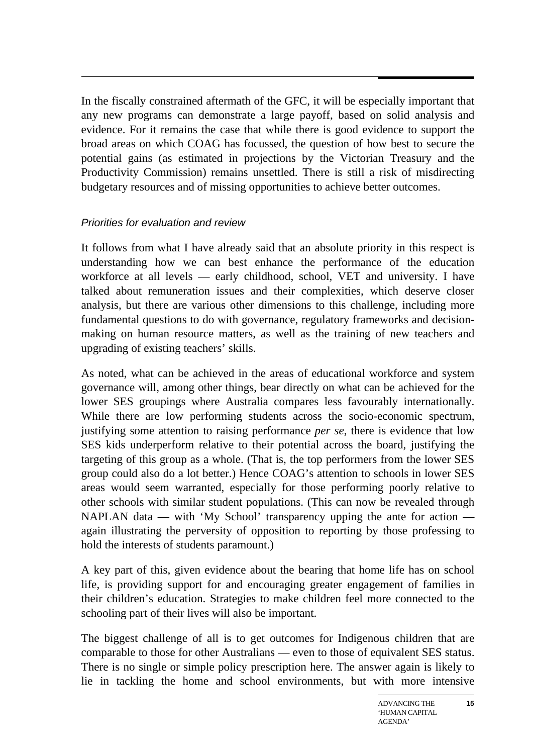In the fiscally constrained aftermath of the GFC, it will be especially important that any new programs can demonstrate a large payoff, based on solid analysis and evidence. For it remains the case that while there is good evidence to support the broad areas on which COAG has focussed, the question of how best to secure the potential gains (as estimated in projections by the Victorian Treasury and the Productivity Commission) remains unsettled. There is still a risk of misdirecting budgetary resources and of missing opportunities to achieve better outcomes.

*Priorities for evaluation and review*

It follows from what I have already said that an absolute priority in this respect is understanding how we can best enhance the performance of the education workforce at all levels — early childhood, school, VET and university. I have talked about remuneration issues and their complexities, which deserve closer analysis, but there are various other dimensions to this challenge, including more fundamental questions to do with governance, regulatory frameworks and decision-making on human resource matters, as well as the training of new teachers and upgrading of existing teachers' skills.

As noted, what can be achieved in the areas of educational workforce and system governance will, among other things, bear directly on what can be achieved for the lower SES groupings where Australia compares less favourably internationally. While there are low performing students across the socio-economic spectrum, justifying some attention to raising performance *per se*, there is evidence that low SES kids underperform relative to their potential across the board, justifying the targeting of this group as a whole. (That is, the top performers from the lower SES group could also do a lot better.) Hence COAG's attention to schools in lower SES areas would seem warranted, especially for those performing poorly relative to other schools with similar student populations. (This can now be revealed through NAPLAN data — with 'My School' transparency upping the ante for action — again illustrating the perversity of opposition to reporting by those professing to hold the interests of students paramount.)

A key part of this, given evidence about the bearing that home life has on school life, is providing support for and encouraging greater engagement of families in their children's education. Strategies to make children feel more connected to the schooling part of their lives will also be important.

The biggest challenge of all is to get outcomes for Indigenous children that are comparable to those for other Australians — even to those of equivalent SES status. There is no single or simple policy prescription here. The answer again is likely to lie in tackling the home and school environments, but with more intensive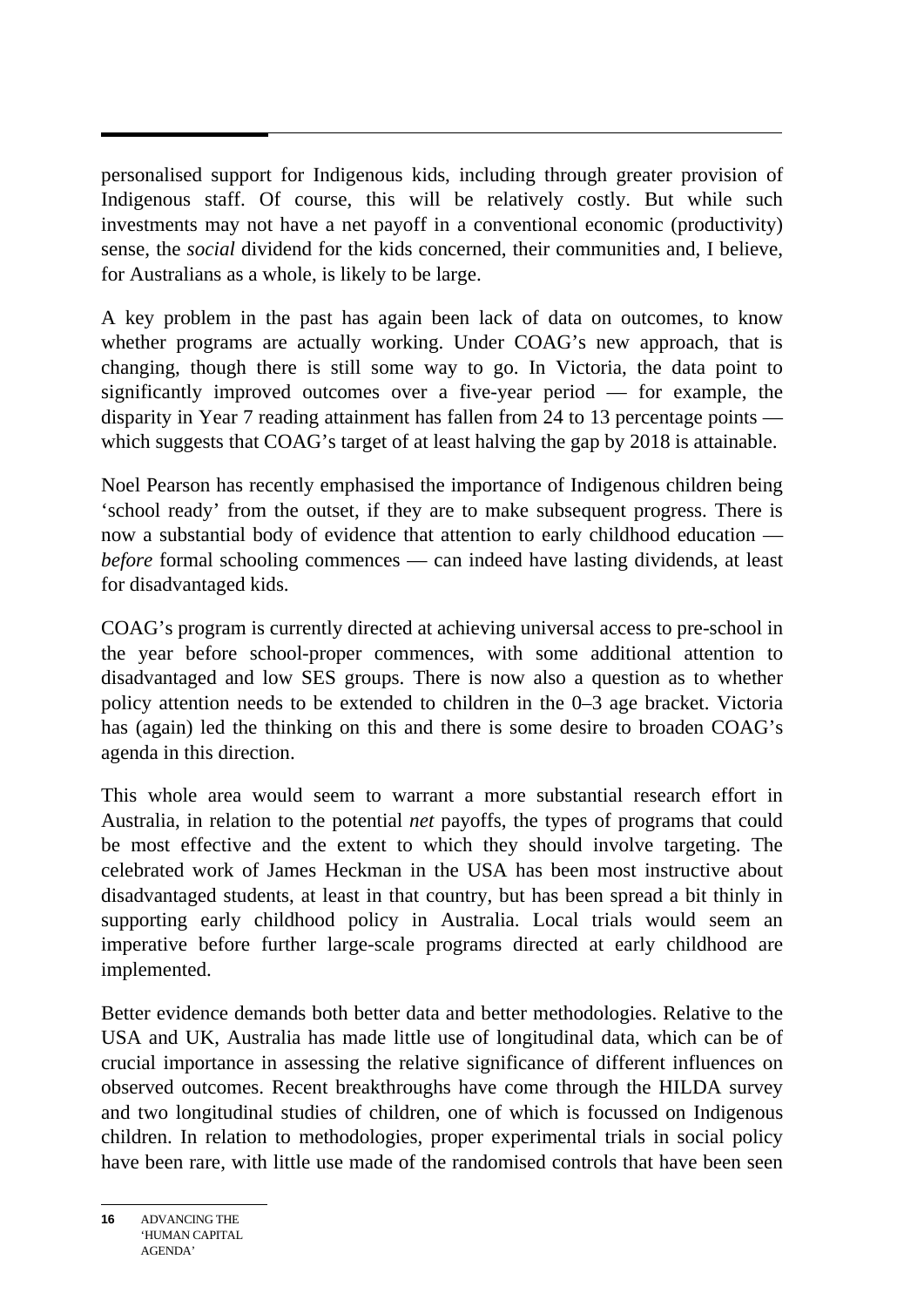personalised support for Indigenous kids, including through greater provision of Indigenous staff. Of course, this will be relatively costly. But while such investments may not have a net payoff in a conventional economic (productivity) sense, the *social* dividend for the kids concerned, their communities and, I believe, for Australians as a whole, is likely to be large.

A key problem in the past has again been lack of data on outcomes, to know whether programs are actually working. Under COAG's new approach, that is changing, though there is still some way to go. In Victoria, the data point to significantly improved outcomes over a five-year period — for example, the disparity in Year 7 reading attainment has fallen from 24 to 13 percentage points — which suggests that COAG's target of at least halving the gap by 2018 is attainable.

Noel Pearson has recently emphasised the importance of Indigenous children being 'school ready' from the outset, if they are to make subsequent progress. There is now a substantial body of evidence that attention to early childhood education — *before* formal schooling commences — can indeed have lasting dividends, at least for disadvantaged kids.

COAG's program is currently directed at achieving universal access to pre-school in the year before school-proper commences, with some additional attention to disadvantaged and low SES groups. There is now also a question as to whether policy attention needs to be extended to children in the 0–3 age bracket. Victoria has (again) led the thinking on this and there is some desire to broaden COAG's agenda in this direction.

This whole area would seem to warrant a more substantial research effort in Australia, in relation to the potential *net* payoffs, the types of programs that could be most effective and the extent to which they should involve targeting. The celebrated work of James Heckman in the USA has been most instructive about disadvantaged students, at least in that country, but has been spread a bit thinly in supporting early childhood policy in Australia. Local trials would seem an imperative before further large-scale programs directed at early childhood are implemented.

Better evidence demands both better data and better methodologies. Relative to the USA and UK, Australia has made little use of longitudinal data, which can be of crucial importance in assessing the relative significance of different influences on observed outcomes. Recent breakthroughs have come through the HILDA survey and two longitudinal studies of children, one of which is focussed on Indigenous children. In relation to methodologies, proper experimental trials in social policy have been rare, with little use made of the randomised controls that have been seen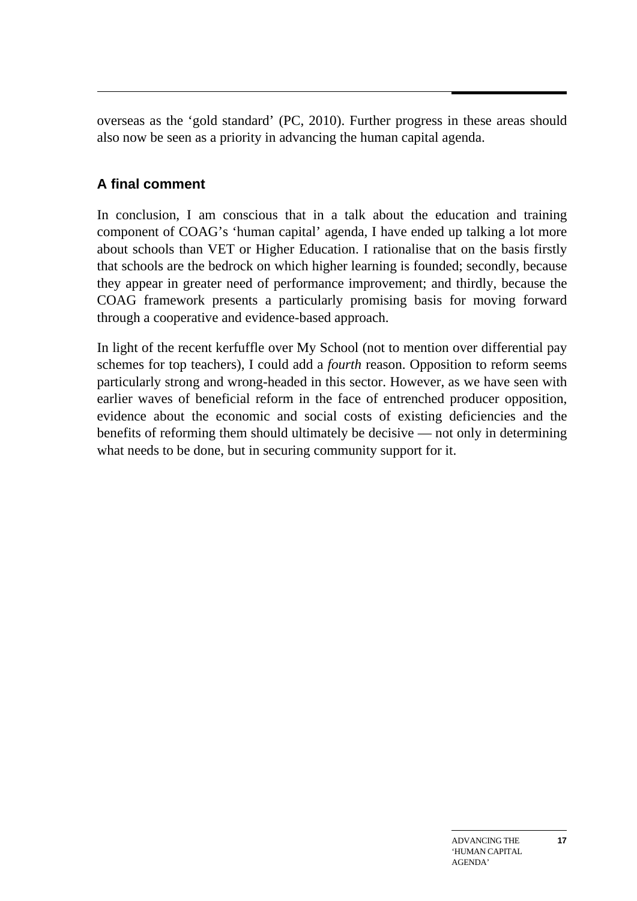overseas as the 'gold standard' (PC, 2010). Further progress in these areas should also now be seen as a priority in advancing the human capital agenda.

### A final comment

In conclusion, I am conscious that in a talk about the education and training component of COAG's 'human capital' agenda, I have ended up talking a lot more about schools than VET or Higher Education. I rationalise that on the basis firstly that schools are the bedrock on which higher learning is founded; secondly, because they appear in greater need of performance improvement; and thirdly, because the COAG framework presents a particularly promising basis for moving forward through a cooperative and evidence-based approach.

In light of the recent kerfuffle over My School (not to mention over differential pay schemes for top teachers), I could add a *fourth* reason. Opposition to reform seems particularly strong and wrong-headed in this sector. However, as we have seen with earlier waves of beneficial reform in the face of entrenched producer opposition, evidence about the economic and social costs of existing deficiencies and the benefits of reforming them should ultimately be decisive — not only in determining what needs to be done, but in securing community support for it.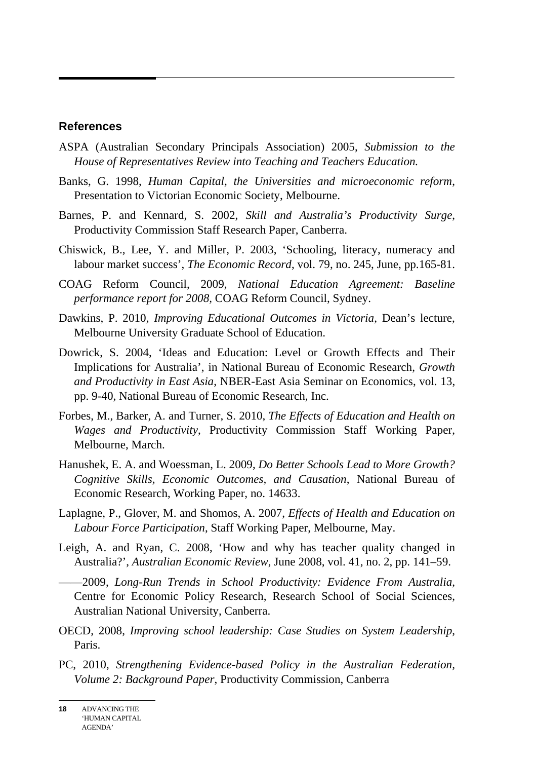## References

ASPA (Australian Secondary Principals Association) 2005, *Submission to the House of Representatives Review into Teaching and Teachers Education.*

Banks, G. 1998, *Human Capital, the Universities and microeconomic reform*, Presentation to Victorian Economic Society, Melbourne.

Barnes, P. and Kennard, S. 2002, *Skill and Australia's Productivity Surge*, Productivity Commission Staff Research Paper, Canberra.

Chiswick, B., Lee, Y. and Miller, P. 2003, 'Schooling, literacy, numeracy and labour market success', *The Economic Record*, vol. 79, no. 245, June, pp.165-81.

COAG Reform Council, 2009, *National Education Agreement: Baseline performance report for 2008*, COAG Reform Council, Sydney.

Dawkins, P. 2010, *Improving Educational Outcomes in Victoria*, Dean's lecture, Melbourne University Graduate School of Education.

Dowrick, S. 2004, 'Ideas and Education: Level or Growth Effects and Their Implications for Australia', in National Bureau of Economic Research, *Growth and Productivity in East Asia*, NBER-East Asia Seminar on Economics, vol. 13, pp. 9-40, National Bureau of Economic Research, Inc.

Forbes, M., Barker, A. and Turner, S. 2010, *The Effects of Education and Health on Wages and Productivity*, Productivity Commission Staff Working Paper, Melbourne, March.

Hanushek, E. A. and Woessman, L. 2009, *Do Better Schools Lead to More Growth? Cognitive Skills, Economic Outcomes, and Causation*, National Bureau of Economic Research, Working Paper, no. 14633.

Laplagne, P., Glover, M. and Shomos, A. 2007, *Effects of Health and Education on Labour Force Participation*, Staff Working Paper, Melbourne, May.

Leigh, A. and Ryan, C. 2008, 'How and why has teacher quality changed in Australia?', *Australian Economic Review*, June 2008, vol. 41, no. 2, pp. 141–59.

——2009, *Long-Run Trends in School Productivity: Evidence From Australia*, Centre for Economic Policy Research, Research School of Social Sciences, Australian National University, Canberra.

OECD, 2008, *Improving school leadership: Case Studies on System Leadership*, Paris.

PC, 2010, *Strengthening Evidence-based Policy in the Australian Federation, Volume 2: Background Paper*, Productivity Commission, Canberra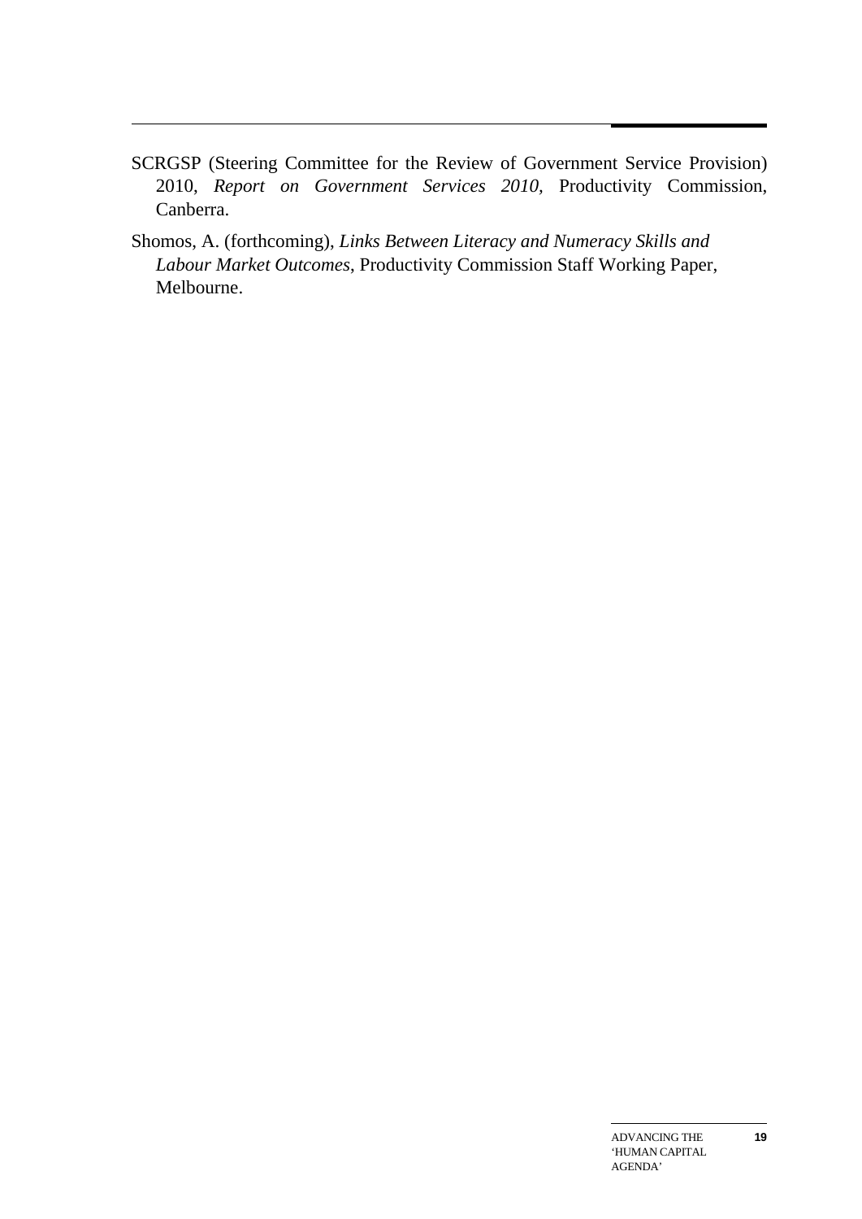SCRGSP (Steering Committee for the Review of Government Service Provision) 2010, *Report on Government Services 2010*, Productivity Commission, Canberra.

Shomos, A. (forthcoming), *Links Between Literacy and Numeracy Skills and Labour Market Outcomes*, Productivity Commission Staff Working Paper, Melbourne.